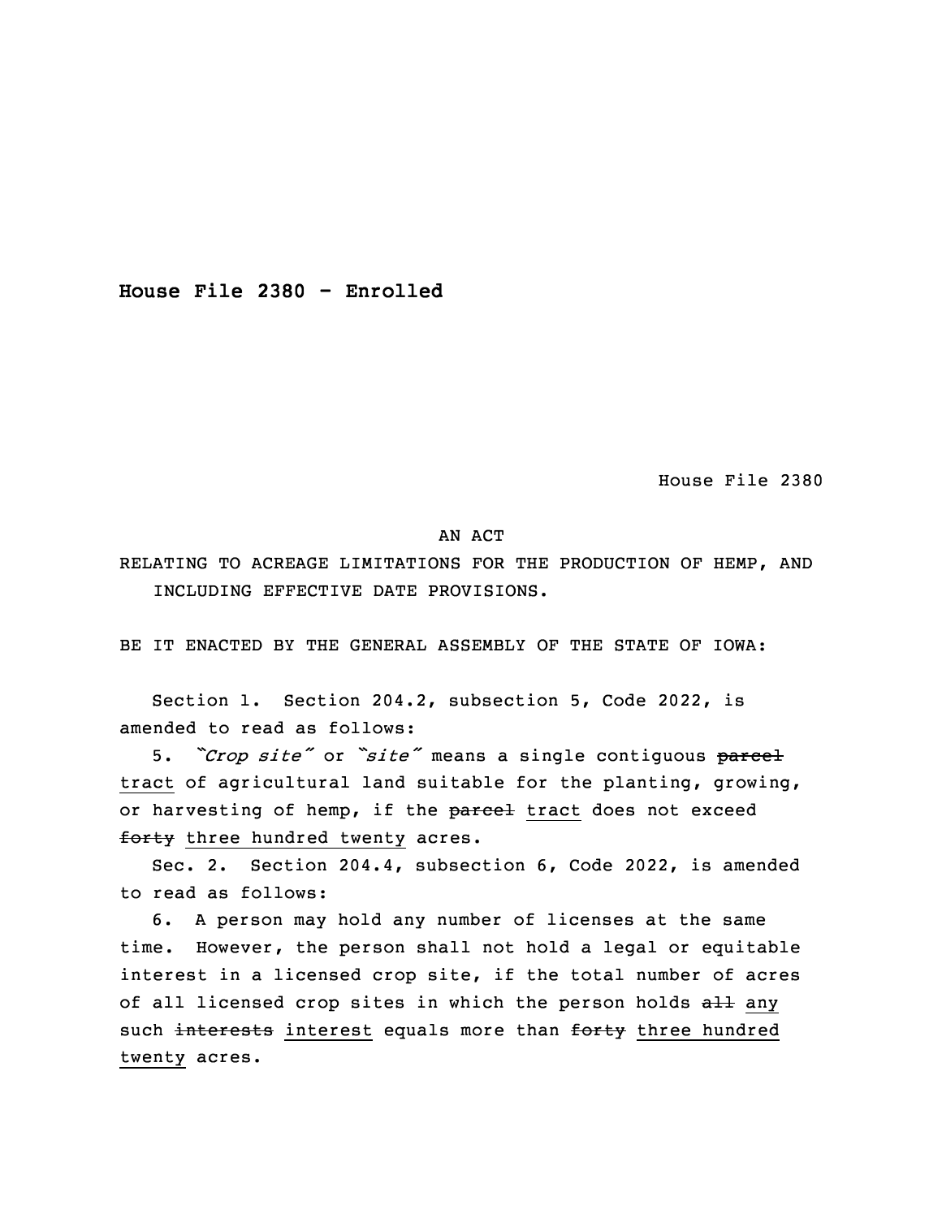**House File 2380 - Enrolled**

House File 2380

AN ACT

RELATING TO ACREAGE LIMITATIONS FOR THE PRODUCTION OF HEMP, AND INCLUDING EFFECTIVE DATE PROVISIONS.

BE IT ENACTED BY THE GENERAL ASSEMBLY OF THE STATE OF IOWA:

Section 1. Section 204.2, subsection 5, Code 2022, is amended to read as follows:

5. *"Crop site"* or *"site"* means a single contiguous ~~parcel~~ <u>tract</u> of agricultural land suitable for the planting, growing, or harvesting of hemp, if the ~~parcel~~ <u>tract</u> does not exceed ~~forty~~ <u>three hundred twenty</u> acres.

Sec. 2. Section 204.4, subsection 6, Code 2022, is amended to read as follows:

6. A person may hold any number of licenses at the same time. However, the person shall not hold a legal or equitable interest in a licensed crop site, if the total number of acres of all licensed crop sites in which the person holds ~~all~~ <u>any</u> such ~~interests~~ <u>interest</u> equals more than ~~forty~~ <u>three hundred twenty</u> acres.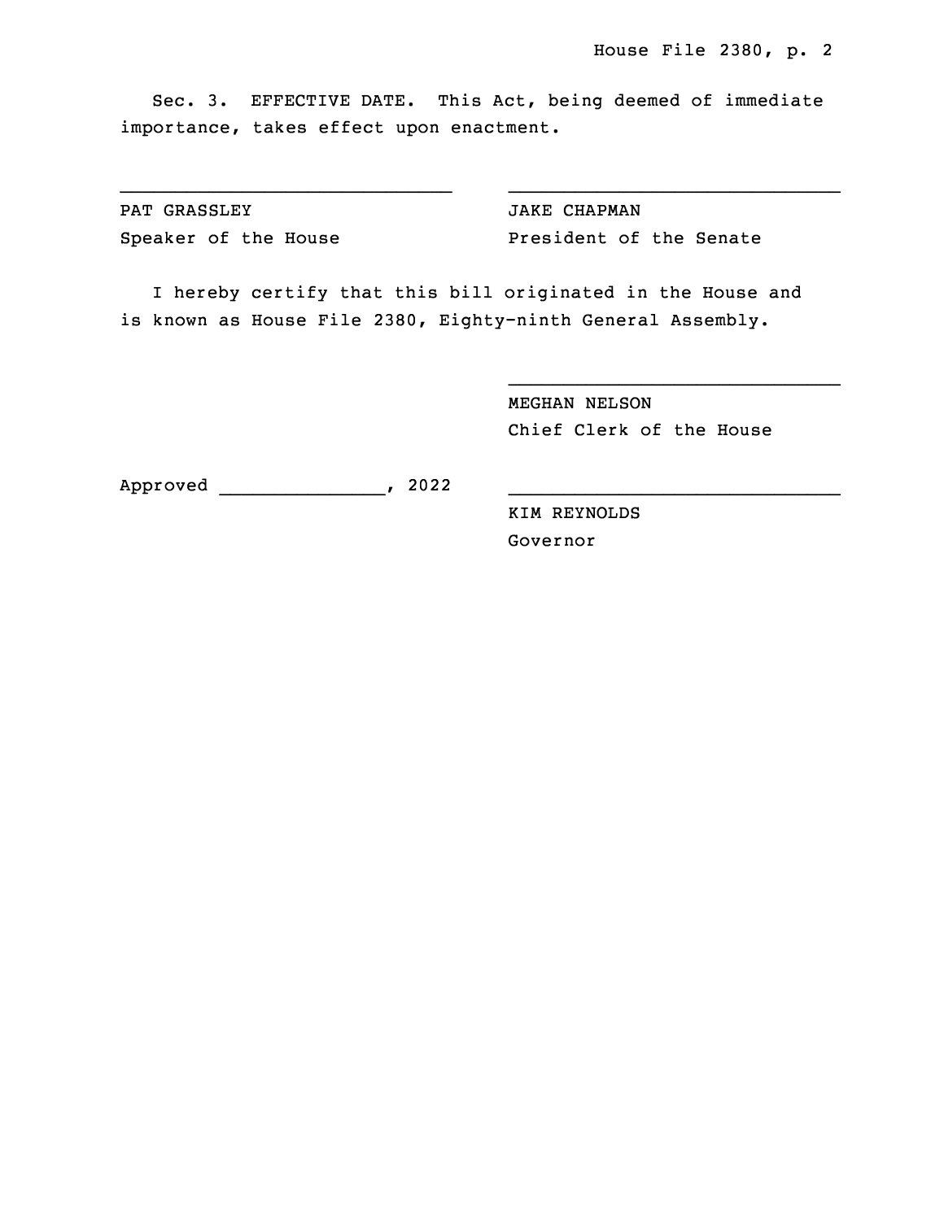Sec. 3. EFFECTIVE DATE. This Act, being deemed of immediate importance, takes effect upon enactment.

______________________________
PAT GRASSLEY
Speaker of the House

______________________________
JAKE CHAPMAN
President of the Senate

I hereby certify that this bill originated in the House and is known as House File 2380, Eighty-ninth General Assembly.

______________________________
MEGHAN NELSON
Chief Clerk of the House

Approved _______________, 2022

______________________________
KIM REYNOLDS
Governor